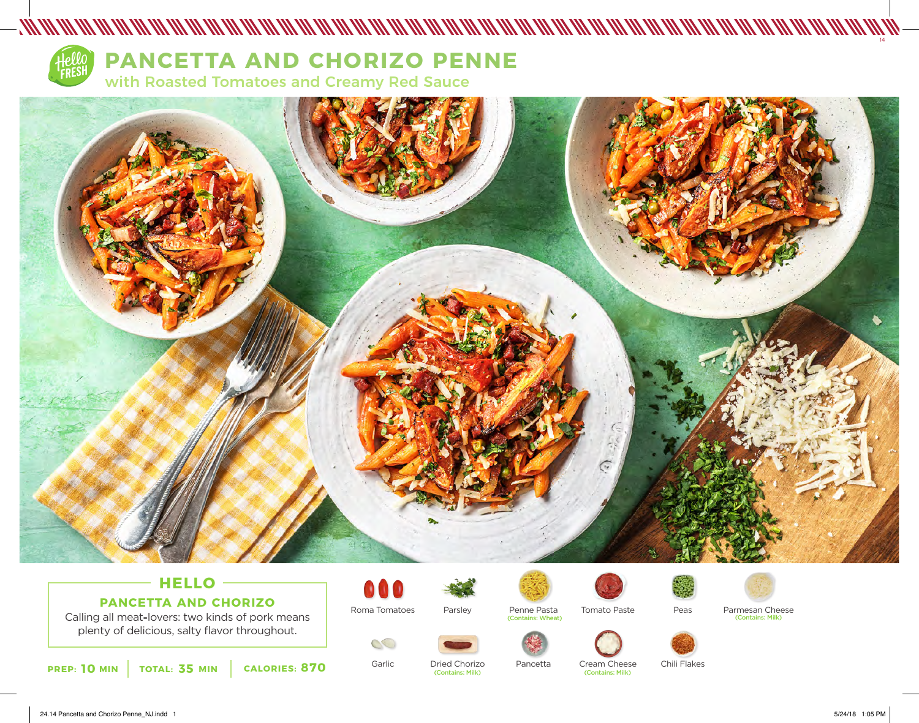# PANCETTA AND CHORIZO PENNE

## with Roasted Tomatoes and Creamy Red Sauce

### HELLO

**PANCETTA AND CHORIZO**

Calling all meat-lovers: two kinds of pork means plenty of delicious, salty flavor throughout.

**PREP: 10 MIN** | **TOTAL: 35 MIN** | **CALORIES: 870**

- Roma Tomatoes
- Parsley
- Penne Pasta (Contains: Wheat)
- Tomato Paste
- Peas
- Parmesan Cheese (Contains: Milk)
- Garlic
- Dried Chorizo (Contains: Milk)
- Pancetta
- Cream Cheese (Contains: Milk)
- Chili Flakes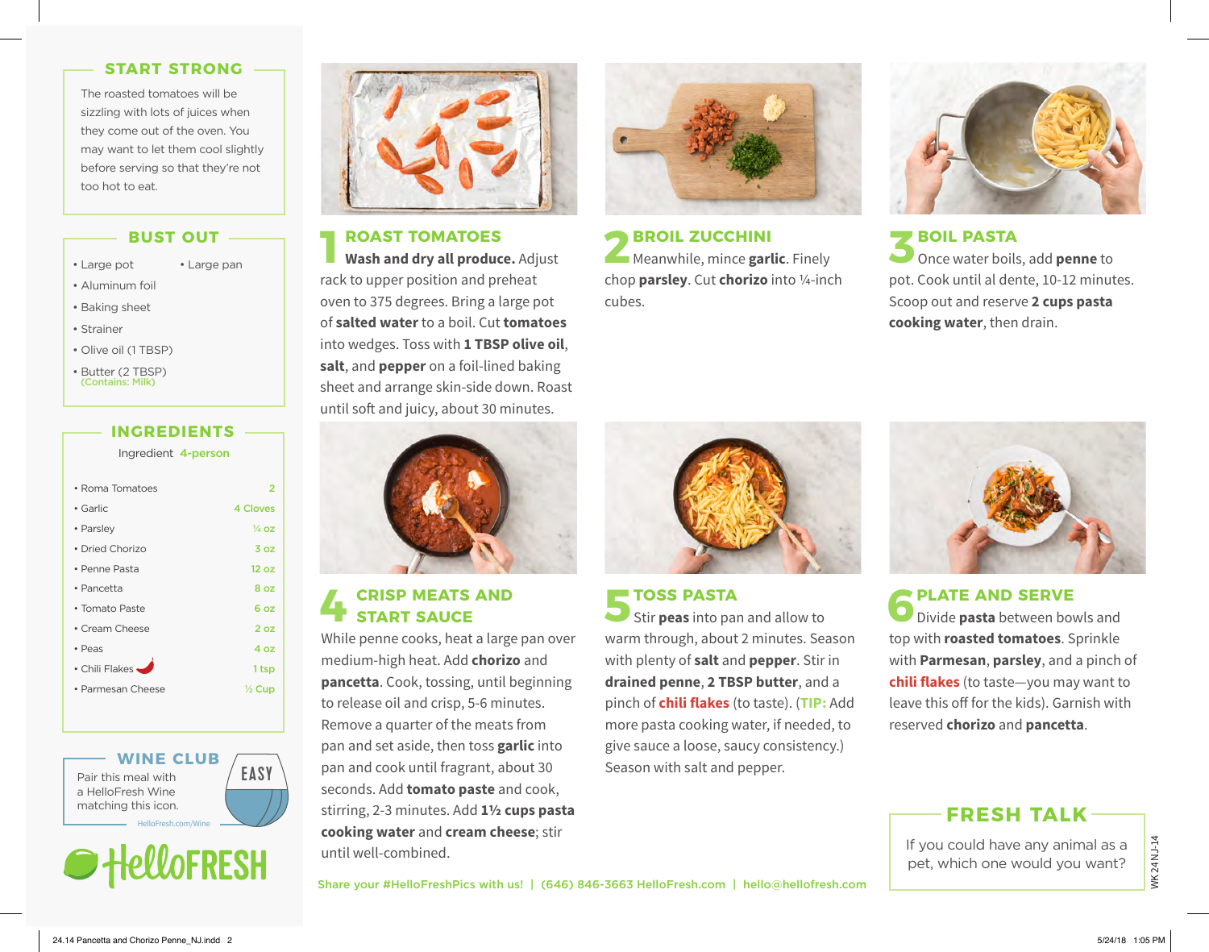## START STRONG

The roasted tomatoes will be sizzling with lots of juices when they come out of the oven. You may want to let them cool slightly before serving so that they're not too hot to eat.

## BUST OUT

- Large pot
- Large pan
- Aluminum foil
- Baking sheet
- Strainer
- Olive oil (1 TBSP)
- Butter (2 TBSP) (Contains: Milk)

## INGREDIENTS

| Ingredient | 4-person |
|---|---|
| Roma Tomatoes | 2 |
| Garlic | 4 Cloves |
| Parsley | ¼ oz |
| Dried Chorizo | 3 oz |
| Penne Pasta | 12 oz |
| Pancetta | 8 oz |
| Tomato Paste | 6 oz |
| Cream Cheese | 2 oz |
| Peas | 4 oz |
| Chili Flakes | 1 tsp |
| Parmesan Cheese | ½ Cup |

## WINE CLUB

Pair this meal with a HelloFresh Wine matching this icon.

EASY

HelloFresh.com/Wine

HelloFRESH

## 1 ROAST TOMATOES

**Wash and dry all produce.** Adjust rack to upper position and preheat oven to 375 degrees. Bring a large pot of **salted water** to a boil. Cut **tomatoes** into wedges. Toss with **1 TBSP olive oil**, **salt**, and **pepper** on a foil-lined baking sheet and arrange skin-side down. Roast until soft and juicy, about 30 minutes.

## 2 BROIL ZUCCHINI

Meanwhile, mince **garlic**. Finely chop **parsley**. Cut **chorizo** into ¼-inch cubes.

## 3 BOIL PASTA

Once water boils, add **penne** to pot. Cook until al dente, 10-12 minutes. Scoop out and reserve **2 cups pasta cooking water**, then drain.

## 4 CRISP MEATS AND START SAUCE

While penne cooks, heat a large pan over medium-high heat. Add **chorizo** and **pancetta**. Cook, tossing, until beginning to release oil and crisp, 5-6 minutes. Remove a quarter of the meats from pan and set aside, then toss **garlic** into pan and cook until fragrant, about 30 seconds. Add **tomato paste** and cook, stirring, 2-3 minutes. Add **1½ cups pasta cooking water** and **cream cheese**; stir until well-combined.

## 5 TOSS PASTA

Stir **peas** into pan and allow to warm through, about 2 minutes. Season with plenty of **salt** and **pepper**. Stir in **drained penne**, **2 TBSP butter**, and a pinch of **chili flakes** (to taste). (**TIP:** Add more pasta cooking water, if needed, to give sauce a loose, saucy consistency.) Season with salt and pepper.

## 6 PLATE AND SERVE

Divide **pasta** between bowls and top with **roasted tomatoes**. Sprinkle with **Parmesan**, **parsley**, and a pinch of **chili flakes** (to taste—you may want to leave this off for the kids). Garnish with reserved **chorizo** and **pancetta**.

## FRESH TALK

If you could have any animal as a pet, which one would you want?

Share your #HelloFreshPics with us! | (646) 846-3663 HelloFresh.com | hello@hellofresh.com

WK24NJ-14